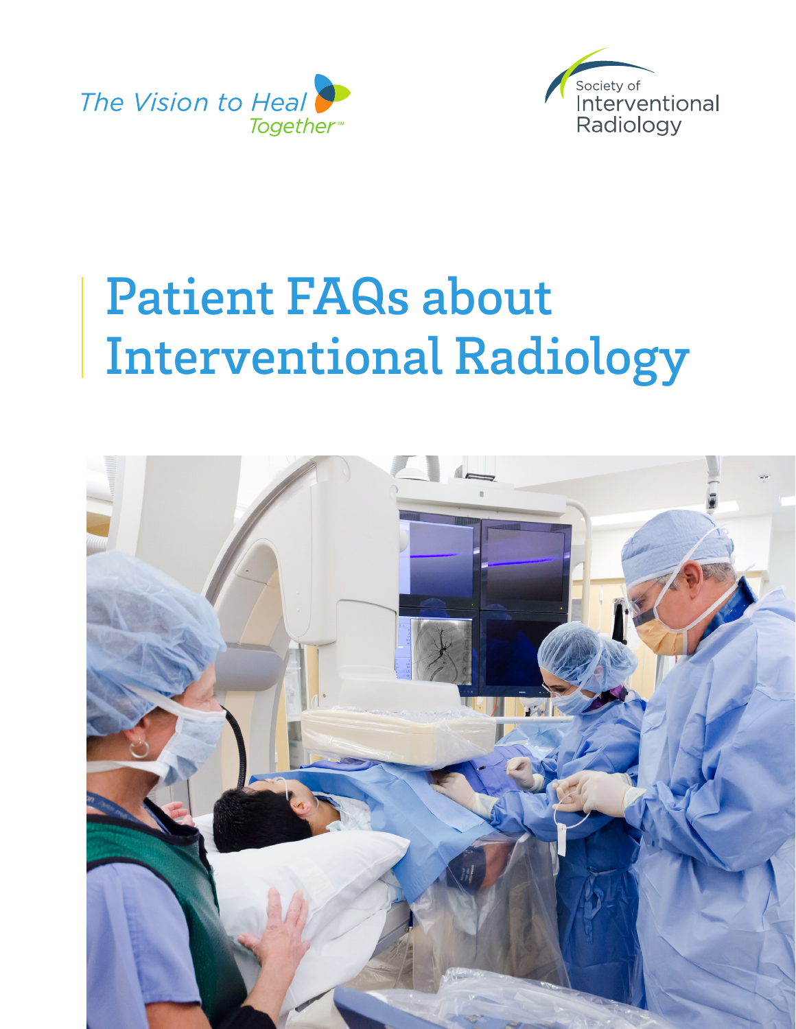The Vision to Heal Together℠

Society of Interventional Radiology

# Patient FAQs about Interventional Radiology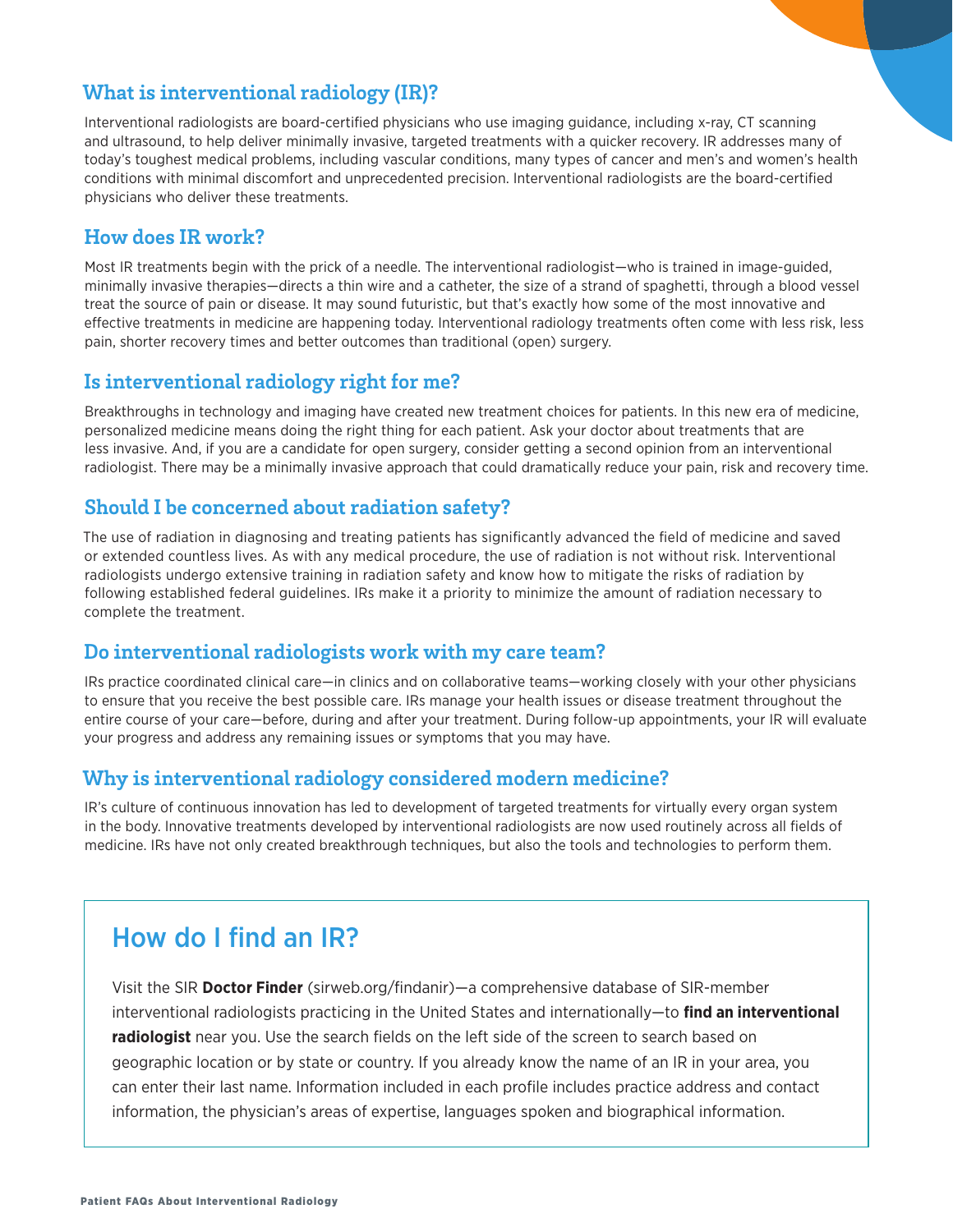## What is interventional radiology (IR)?

Interventional radiologists are board-certified physicians who use imaging guidance, including x-ray, CT scanning and ultrasound, to help deliver minimally invasive, targeted treatments with a quicker recovery. IR addresses many of today's toughest medical problems, including vascular conditions, many types of cancer and men's and women's health conditions with minimal discomfort and unprecedented precision. Interventional radiologists are the board-certified physicians who deliver these treatments.

## How does IR work?

Most IR treatments begin with the prick of a needle. The interventional radiologist—who is trained in image-guided, minimally invasive therapies—directs a thin wire and a catheter, the size of a strand of spaghetti, through a blood vessel treat the source of pain or disease. It may sound futuristic, but that's exactly how some of the most innovative and effective treatments in medicine are happening today. Interventional radiology treatments often come with less risk, less pain, shorter recovery times and better outcomes than traditional (open) surgery.

## Is interventional radiology right for me?

Breakthroughs in technology and imaging have created new treatment choices for patients. In this new era of medicine, personalized medicine means doing the right thing for each patient. Ask your doctor about treatments that are less invasive. And, if you are a candidate for open surgery, consider getting a second opinion from an interventional radiologist. There may be a minimally invasive approach that could dramatically reduce your pain, risk and recovery time.

## Should I be concerned about radiation safety?

The use of radiation in diagnosing and treating patients has significantly advanced the field of medicine and saved or extended countless lives. As with any medical procedure, the use of radiation is not without risk. Interventional radiologists undergo extensive training in radiation safety and know how to mitigate the risks of radiation by following established federal guidelines. IRs make it a priority to minimize the amount of radiation necessary to complete the treatment.

## Do interventional radiologists work with my care team?

IRs practice coordinated clinical care—in clinics and on collaborative teams—working closely with your other physicians to ensure that you receive the best possible care. IRs manage your health issues or disease treatment throughout the entire course of your care—before, during and after your treatment. During follow-up appointments, your IR will evaluate your progress and address any remaining issues or symptoms that you may have.

## Why is interventional radiology considered modern medicine?

IR's culture of continuous innovation has led to development of targeted treatments for virtually every organ system in the body. Innovative treatments developed by interventional radiologists are now used routinely across all fields of medicine. IRs have not only created breakthrough techniques, but also the tools and technologies to perform them.

## How do I find an IR?

Visit the SIR **Doctor Finder** (sirweb.org/findanir)—a comprehensive database of SIR-member interventional radiologists practicing in the United States and internationally—to **find an interventional radiologist** near you. Use the search fields on the left side of the screen to search based on geographic location or by state or country. If you already know the name of an IR in your area, you can enter their last name. Information included in each profile includes practice address and contact information, the physician's areas of expertise, languages spoken and biographical information.